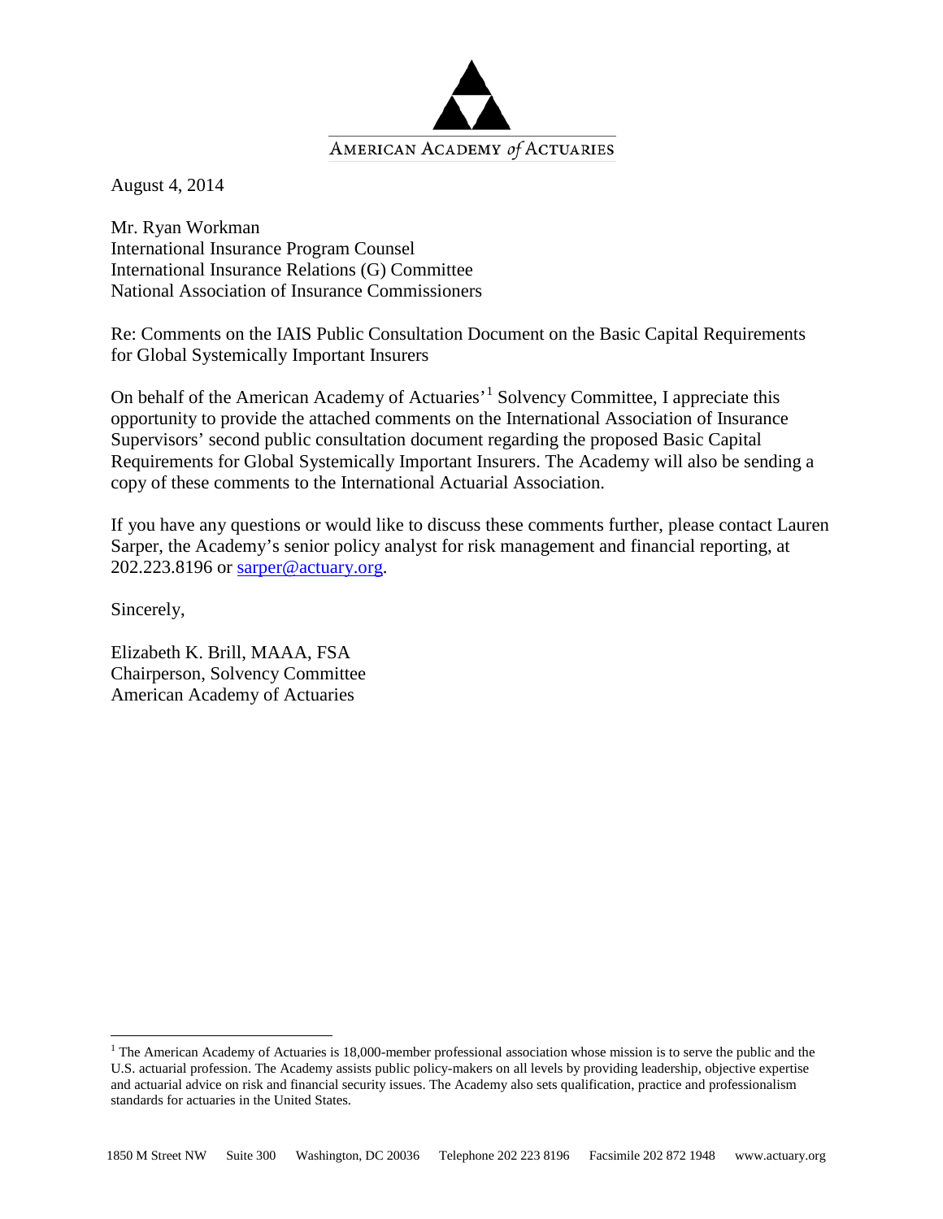AMERICAN ACADEMY *of* ACTUARIES

August 4, 2014

Mr. Ryan Workman
International Insurance Program Counsel
International Insurance Relations (G) Committee
National Association of Insurance Commissioners

Re: Comments on the IAIS Public Consultation Document on the Basic Capital Requirements for Global Systemically Important Insurers

On behalf of the American Academy of Actuaries'[1] Solvency Committee, I appreciate this opportunity to provide the attached comments on the International Association of Insurance Supervisors' second public consultation document regarding the proposed Basic Capital Requirements for Global Systemically Important Insurers. The Academy will also be sending a copy of these comments to the International Actuarial Association.

If you have any questions or would like to discuss these comments further, please contact Lauren Sarper, the Academy's senior policy analyst for risk management and financial reporting, at 202.223.8196 or sarper@actuary.org.

Sincerely,

Elizabeth K. Brill, MAAA, FSA
Chairperson, Solvency Committee
American Academy of Actuaries

---

[1] The American Academy of Actuaries is 18,000-member professional association whose mission is to serve the public and the U.S. actuarial profession. The Academy assists public policy-makers on all levels by providing leadership, objective expertise and actuarial advice on risk and financial security issues. The Academy also sets qualification, practice and professionalism standards for actuaries in the United States.

1850 M Street NW Suite 300 Washington, DC 20036 Telephone 202 223 8196 Facsimile 202 872 1948 www.actuary.org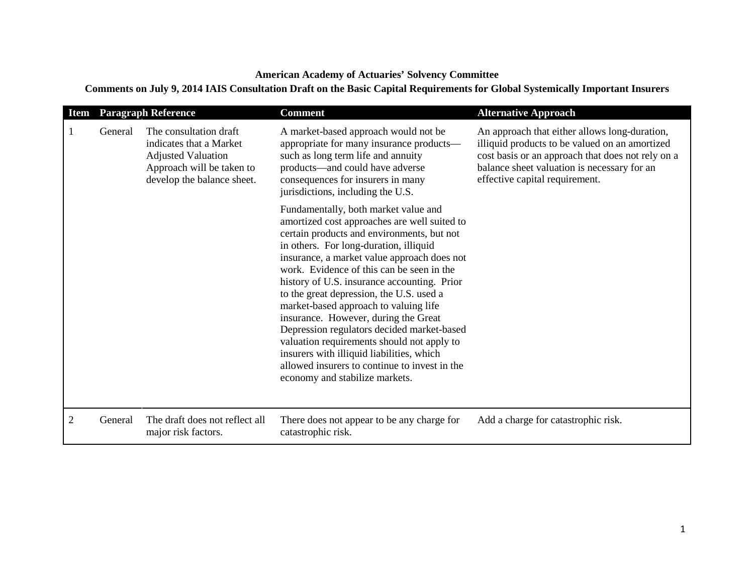**American Academy of Actuaries' Solvency Committee**

**Comments on July 9, 2014 IAIS Consultation Draft on the Basic Capital Requirements for Global Systemically Important Insurers**

| Item | Paragraph | Reference | Comment | Alternative Approach |
|---|---|---|---|---|
| 1 | General | The consultation draft indicates that a Market Adjusted Valuation Approach will be taken to develop the balance sheet. | A market-based approach would not be appropriate for many insurance products—such as long term life and annuity products—and could have adverse consequences for insurers in many jurisdictions, including the U.S.<br><br>Fundamentally, both market value and amortized cost approaches are well suited to certain products and environments, but not in others. For long-duration, illiquid insurance, a market value approach does not work. Evidence of this can be seen in the history of U.S. insurance accounting. Prior to the great depression, the U.S. used a market-based approach to valuing life insurance. However, during the Great Depression regulators decided market-based valuation requirements should not apply to insurers with illiquid liabilities, which allowed insurers to continue to invest in the economy and stabilize markets. | An approach that either allows long-duration, illiquid products to be valued on an amortized cost basis or an approach that does not rely on a balance sheet valuation is necessary for an effective capital requirement. |
| 2 | General | The draft does not reflect all major risk factors. | There does not appear to be any charge for catastrophic risk. | Add a charge for catastrophic risk. |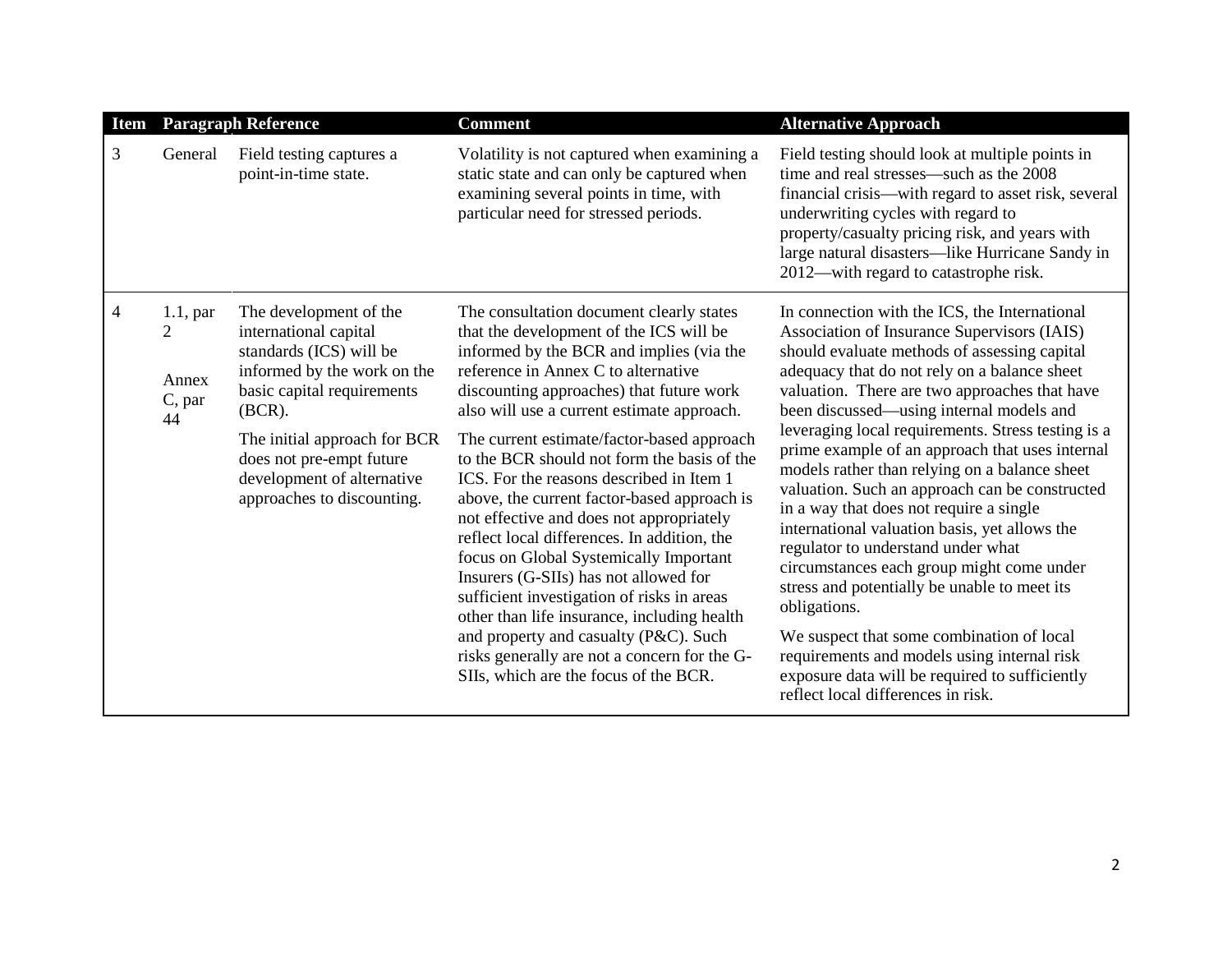| Item | Paragraph Reference | | Comment | Alternative Approach |
|---|---|---|---|---|
| 3 | General | Field testing captures a point-in-time state. | Volatility is not captured when examining a static state and can only be captured when examining several points in time, with particular need for stressed periods. | Field testing should look at multiple points in time and real stresses—such as the 2008 financial crisis—with regard to asset risk, several underwriting cycles with regard to property/casualty pricing risk, and years with large natural disasters—like Hurricane Sandy in 2012—with regard to catastrophe risk. |
| 4 | 1.1, par 2<br><br>Annex C, par 44 | The development of the international capital standards (ICS) will be informed by the work on the basic capital requirements (BCR).<br><br>The initial approach for BCR does not pre-empt future development of alternative approaches to discounting. | The consultation document clearly states that the development of the ICS will be informed by the BCR and implies (via the reference in Annex C to alternative discounting approaches) that future work also will use a current estimate approach.<br><br>The current estimate/factor-based approach to the BCR should not form the basis of the ICS. For the reasons described in Item 1 above, the current factor-based approach is not effective and does not appropriately reflect local differences. In addition, the focus on Global Systemically Important Insurers (G-SIIs) has not allowed for sufficient investigation of risks in areas other than life insurance, including health and property and casualty (P&C). Such risks generally are not a concern for the G-SIIs, which are the focus of the BCR. | In connection with the ICS, the International Association of Insurance Supervisors (IAIS) should evaluate methods of assessing capital adequacy that do not rely on a balance sheet valuation. There are two approaches that have been discussed—using internal models and leveraging local requirements. Stress testing is a prime example of an approach that uses internal models rather than relying on a balance sheet valuation. Such an approach can be constructed in a way that does not require a single international valuation basis, yet allows the regulator to understand under what circumstances each group might come under stress and potentially be unable to meet its obligations.<br><br>We suspect that some combination of local requirements and models using internal risk exposure data will be required to sufficiently reflect local differences in risk. |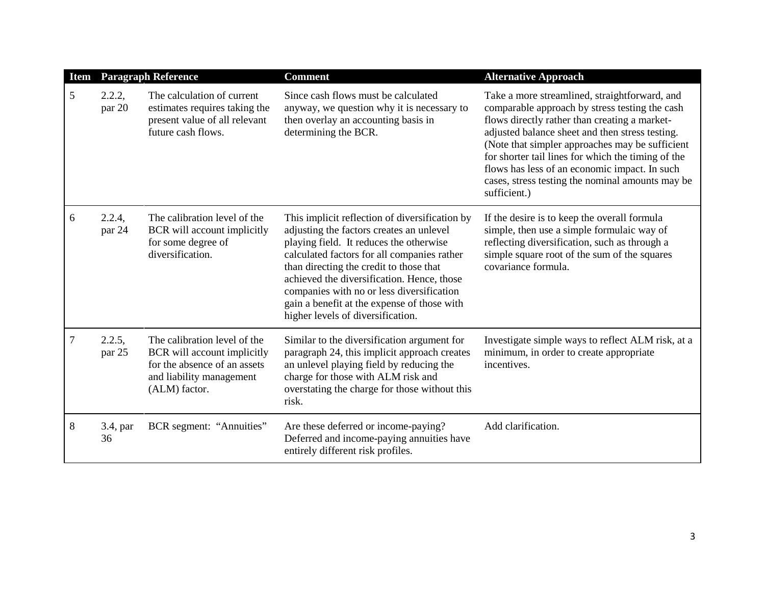| Item | Paragraph Reference | | Comment | Alternative Approach |
|---|---|---|---|---|
| 5 | 2.2.2, par 20 | The calculation of current estimates requires taking the present value of all relevant future cash flows. | Since cash flows must be calculated anyway, we question why it is necessary to then overlay an accounting basis in determining the BCR. | Take a more streamlined, straightforward, and comparable approach by stress testing the cash flows directly rather than creating a market-adjusted balance sheet and then stress testing. (Note that simpler approaches may be sufficient for shorter tail lines for which the timing of the flows has less of an economic impact. In such cases, stress testing the nominal amounts may be sufficient.) |
| 6 | 2.2.4, par 24 | The calibration level of the BCR will account implicitly for some degree of diversification. | This implicit reflection of diversification by adjusting the factors creates an unlevel playing field. It reduces the otherwise calculated factors for all companies rather than directing the credit to those that achieved the diversification. Hence, those companies with no or less diversification gain a benefit at the expense of those with higher levels of diversification. | If the desire is to keep the overall formula simple, then use a simple formulaic way of reflecting diversification, such as through a simple square root of the sum of the squares covariance formula. |
| 7 | 2.2.5, par 25 | The calibration level of the BCR will account implicitly for the absence of an assets and liability management (ALM) factor. | Similar to the diversification argument for paragraph 24, this implicit approach creates an unlevel playing field by reducing the charge for those with ALM risk and overstating the charge for those without this risk. | Investigate simple ways to reflect ALM risk, at a minimum, in order to create appropriate incentives. |
| 8 | 3.4, par 36 | BCR segment: "Annuities" | Are these deferred or income-paying? Deferred and income-paying annuities have entirely different risk profiles. | Add clarification. |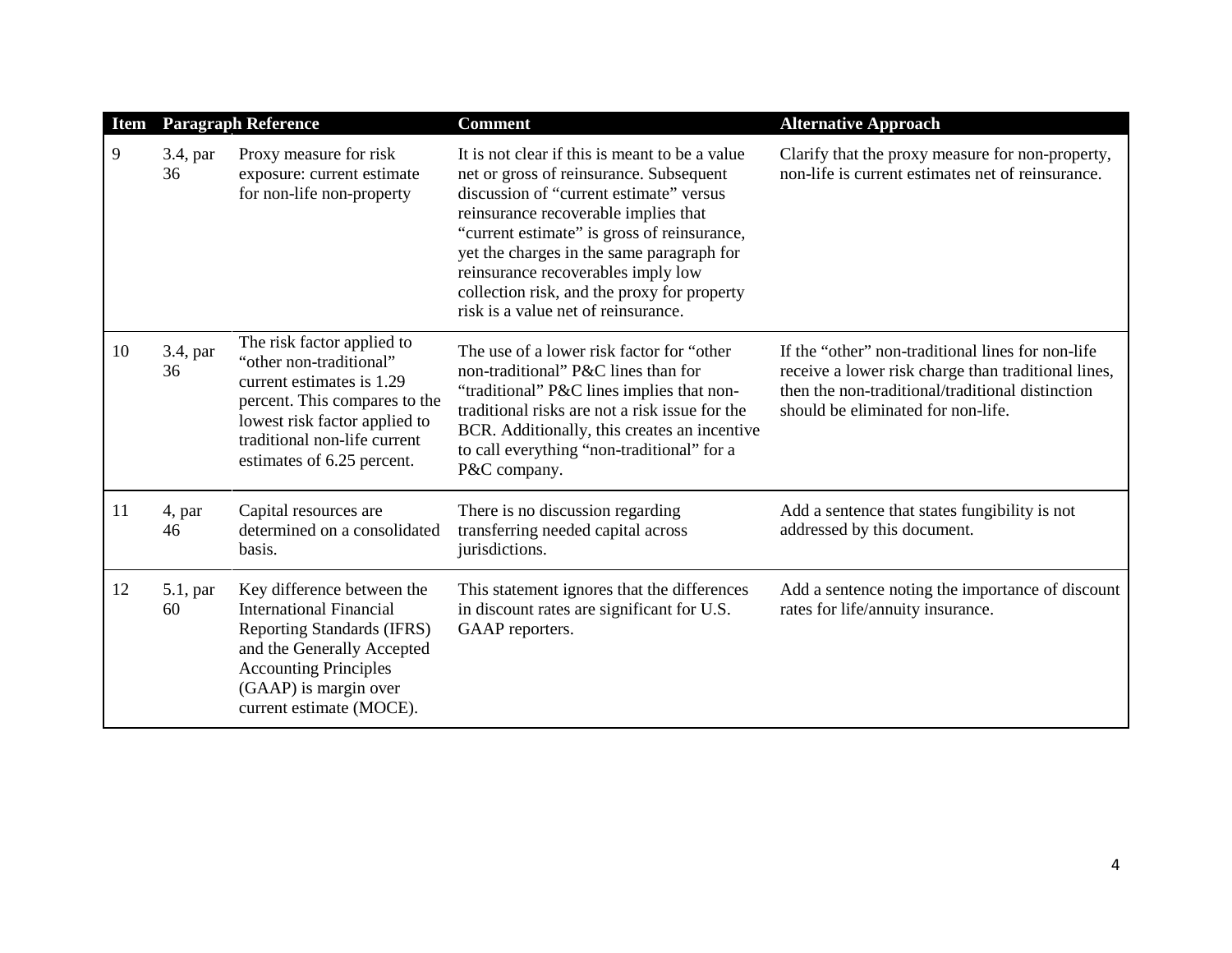| Item | Paragraph Reference | | Comment | Alternative Approach |
|---|---|---|---|---|
| 9 | 3.4, par 36 | Proxy measure for risk exposure: current estimate for non-life non-property | It is not clear if this is meant to be a value net or gross of reinsurance. Subsequent discussion of "current estimate" versus reinsurance recoverable implies that "current estimate" is gross of reinsurance, yet the charges in the same paragraph for reinsurance recoverables imply low collection risk, and the proxy for property risk is a value net of reinsurance. | Clarify that the proxy measure for non-property, non-life is current estimates net of reinsurance. |
| 10 | 3.4, par 36 | The risk factor applied to "other non-traditional" current estimates is 1.29 percent. This compares to the lowest risk factor applied to traditional non-life current estimates of 6.25 percent. | The use of a lower risk factor for "other non-traditional" P&C lines than for "traditional" P&C lines implies that non-traditional risks are not a risk issue for the BCR. Additionally, this creates an incentive to call everything "non-traditional" for a P&C company. | If the "other" non-traditional lines for non-life receive a lower risk charge than traditional lines, then the non-traditional/traditional distinction should be eliminated for non-life. |
| 11 | 4, par 46 | Capital resources are determined on a consolidated basis. | There is no discussion regarding transferring needed capital across jurisdictions. | Add a sentence that states fungibility is not addressed by this document. |
| 12 | 5.1, par 60 | Key difference between the International Financial Reporting Standards (IFRS) and the Generally Accepted Accounting Principles (GAAP) is margin over current estimate (MOCE). | This statement ignores that the differences in discount rates are significant for U.S. GAAP reporters. | Add a sentence noting the importance of discount rates for life/annuity insurance. |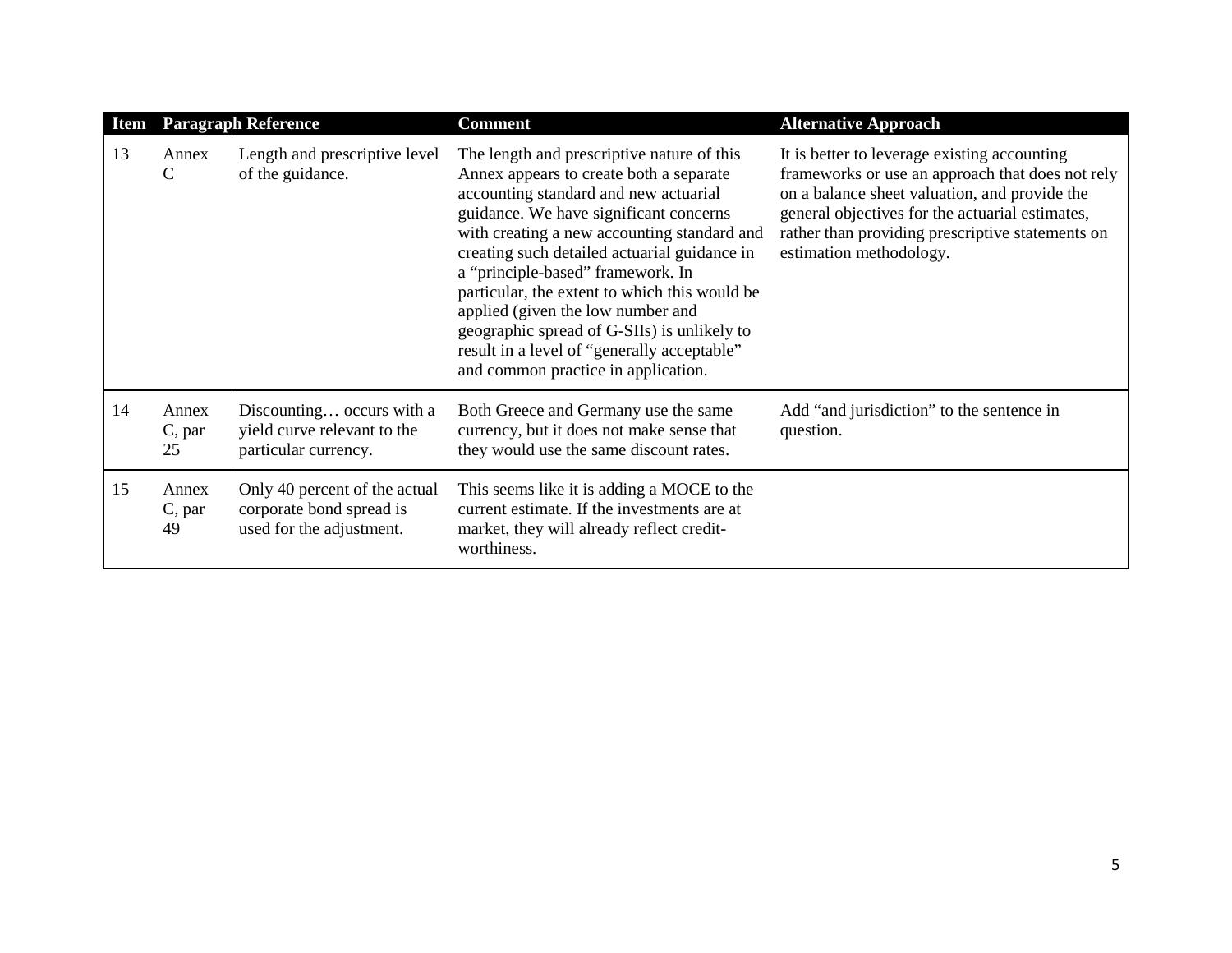| Item | Paragraph Reference | | Comment | Alternative Approach |
|---|---|---|---|---|
| 13 | Annex C | Length and prescriptive level of the guidance. | The length and prescriptive nature of this Annex appears to create both a separate accounting standard and new actuarial guidance. We have significant concerns with creating a new accounting standard and creating such detailed actuarial guidance in a "principle-based" framework. In particular, the extent to which this would be applied (given the low number and geographic spread of G-SIIs) is unlikely to result in a level of "generally acceptable" and common practice in application. | It is better to leverage existing accounting frameworks or use an approach that does not rely on a balance sheet valuation, and provide the general objectives for the actuarial estimates, rather than providing prescriptive statements on estimation methodology. |
| 14 | Annex C, par 25 | Discounting… occurs with a yield curve relevant to the particular currency. | Both Greece and Germany use the same currency, but it does not make sense that they would use the same discount rates. | Add "and jurisdiction" to the sentence in question. |
| 15 | Annex C, par 49 | Only 40 percent of the actual corporate bond spread is used for the adjustment. | This seems like it is adding a MOCE to the current estimate. If the investments are at market, they will already reflect credit-worthiness. | |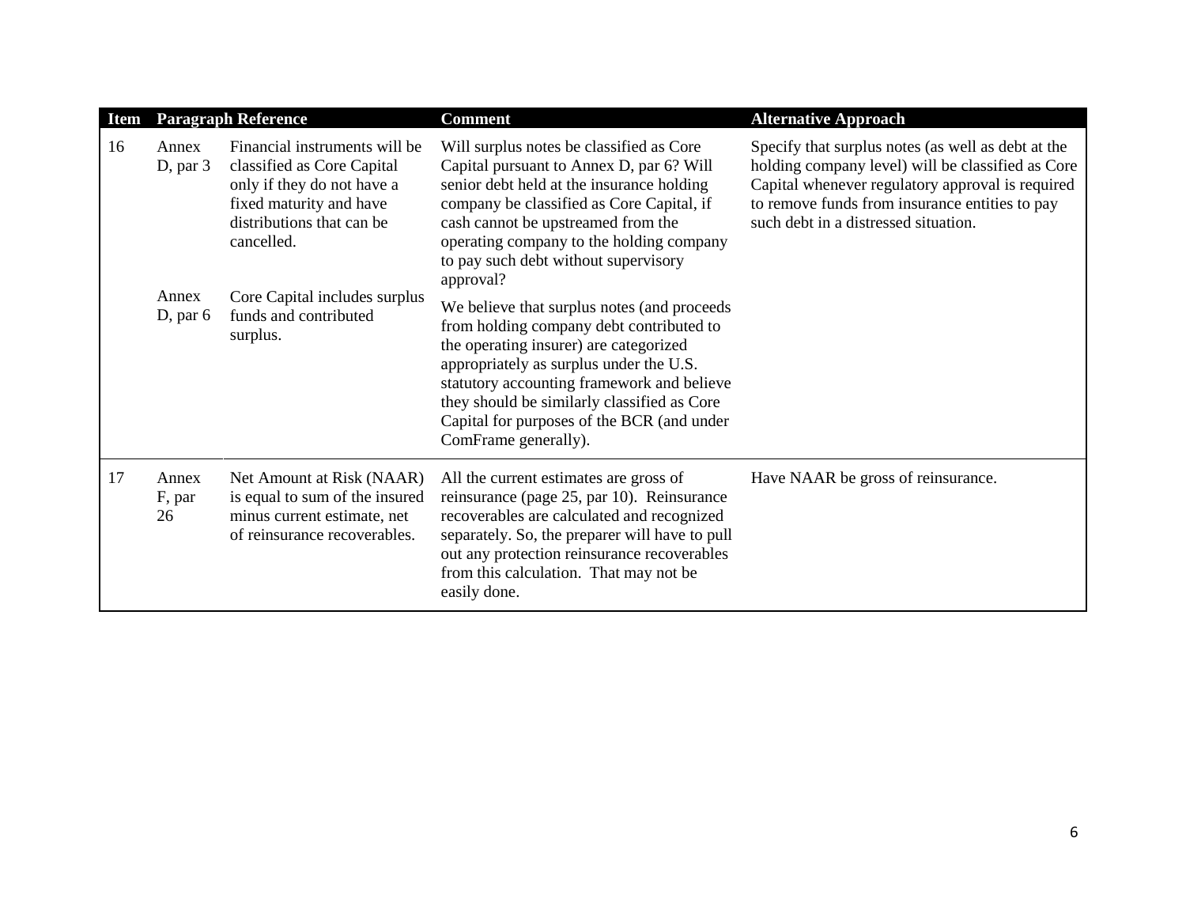| Item | Paragraph Reference | | Comment | Alternative Approach |
|---|---|---|---|---|
| 16 | Annex D, par 3 | Financial instruments will be classified as Core Capital only if they do not have a fixed maturity and have distributions that can be cancelled. | Will surplus notes be classified as Core Capital pursuant to Annex D, par 6? Will senior debt held at the insurance holding company be classified as Core Capital, if cash cannot be upstreamed from the operating company to the holding company to pay such debt without supervisory approval? | Specify that surplus notes (as well as debt at the holding company level) will be classified as Core Capital whenever regulatory approval is required to remove funds from insurance entities to pay such debt in a distressed situation. |
| | Annex D, par 6 | Core Capital includes surplus funds and contributed surplus. | We believe that surplus notes (and proceeds from holding company debt contributed to the operating insurer) are categorized appropriately as surplus under the U.S. statutory accounting framework and believe they should be similarly classified as Core Capital for purposes of the BCR (and under ComFrame generally). | |
| 17 | Annex F, par 26 | Net Amount at Risk (NAAR) is equal to sum of the insured minus current estimate, net of reinsurance recoverables. | All the current estimates are gross of reinsurance (page 25, par 10). Reinsurance recoverables are calculated and recognized separately. So, the preparer will have to pull out any protection reinsurance recoverables from this calculation. That may not be easily done. | Have NAAR be gross of reinsurance. |